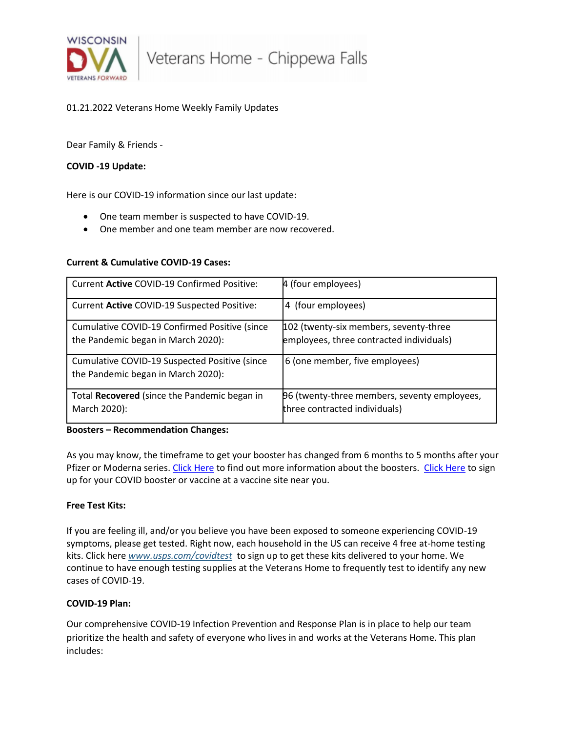Wisconsin DVA Veterans Forward | Veterans Home - Chippewa Falls

01.21.2022 Veterans Home Weekly Family Updates

Dear Family & Friends -

**COVID -19 Update:**

Here is our COVID-19 information since our last update:

- One team member is suspected to have COVID-19.
- One member and one team member are now recovered.

**Current & Cumulative COVID-19 Cases:**

| | |
|---|---|
| Current **Active** COVID-19 Confirmed Positive: | 4 (four employees) |
| Current **Active** COVID-19 Suspected Positive: | 4 (four employees) |
| Cumulative COVID-19 Confirmed Positive (since the Pandemic began in March 2020): | 102 (twenty-six members, seventy-three employees, three contracted individuals) |
| Cumulative COVID-19 Suspected Positive (since the Pandemic began in March 2020): | 6 (one member, five employees) |
| Total **Recovered** (since the Pandemic began in March 2020): | 96 (twenty-three members, seventy employees, three contracted individuals) |

**Boosters – Recommendation Changes:**

As you may know, the timeframe to get your booster has changed from 6 months to 5 months after your Pfizer or Moderna series. Click Here to find out more information about the boosters. Click Here to sign up for your COVID booster or vaccine at a vaccine site near you.

**Free Test Kits:**

If you are feeling ill, and/or you believe you have been exposed to someone experiencing COVID-19 symptoms, please get tested. Right now, each household in the US can receive 4 free at-home testing kits. Click here *www.usps.com/covidtest* to sign up to get these kits delivered to your home. We continue to have enough testing supplies at the Veterans Home to frequently test to identify any new cases of COVID-19.

**COVID-19 Plan:**

Our comprehensive COVID-19 Infection Prevention and Response Plan is in place to help our team prioritize the health and safety of everyone who lives in and works at the Veterans Home. This plan includes: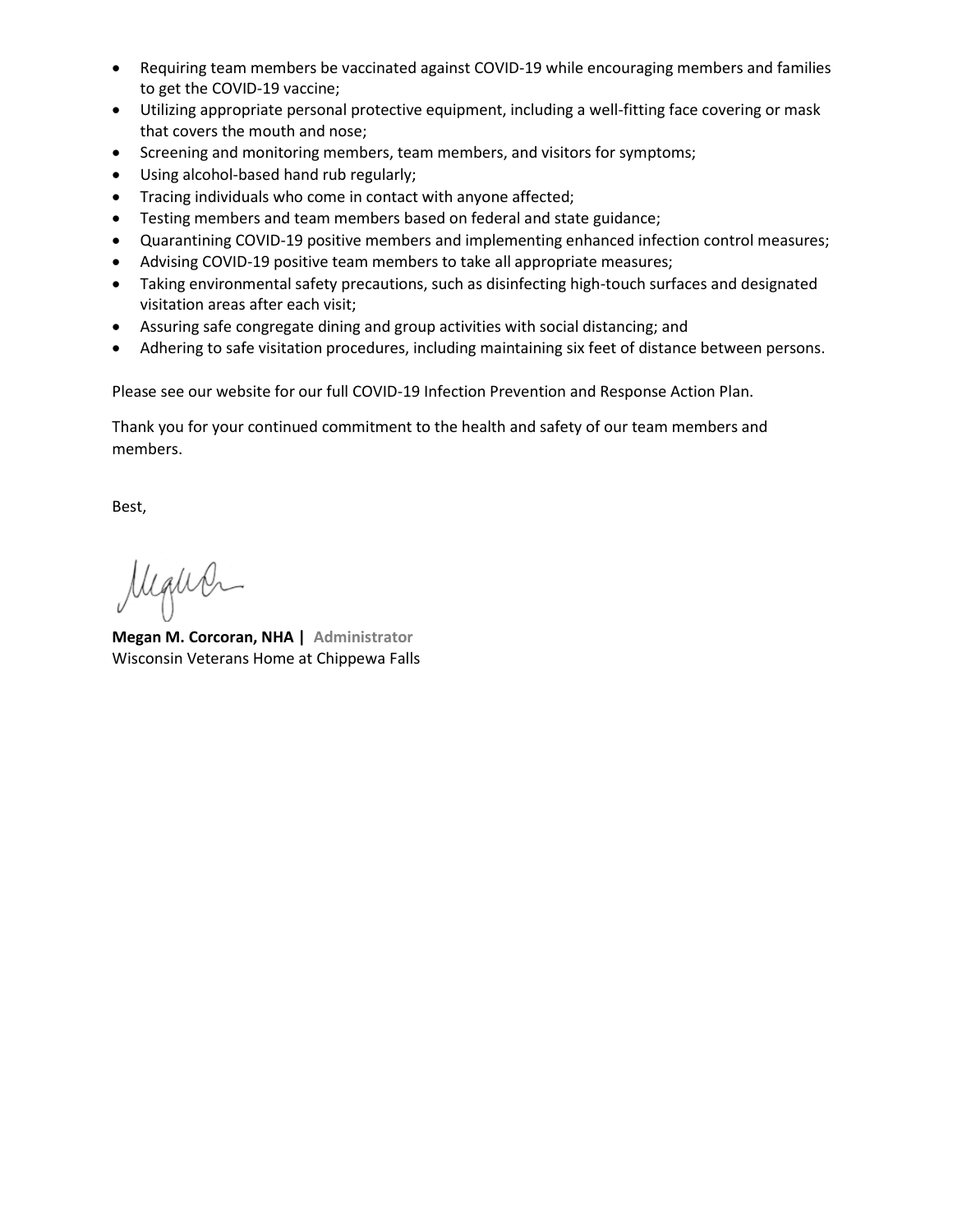- Requiring team members be vaccinated against COVID-19 while encouraging members and families to get the COVID-19 vaccine;
- Utilizing appropriate personal protective equipment, including a well-fitting face covering or mask that covers the mouth and nose;
- Screening and monitoring members, team members, and visitors for symptoms;
- Using alcohol-based hand rub regularly;
- Tracing individuals who come in contact with anyone affected;
- Testing members and team members based on federal and state guidance;
- Quarantining COVID-19 positive members and implementing enhanced infection control measures;
- Advising COVID-19 positive team members to take all appropriate measures;
- Taking environmental safety precautions, such as disinfecting high-touch surfaces and designated visitation areas after each visit;
- Assuring safe congregate dining and group activities with social distancing; and
- Adhering to safe visitation procedures, including maintaining six feet of distance between persons.

Please see our website for our full COVID-19 Infection Prevention and Response Action Plan.

Thank you for your continued commitment to the health and safety of our team members and members.

Best,

**Megan M. Corcoran, NHA |** **Administrator**
Wisconsin Veterans Home at Chippewa Falls